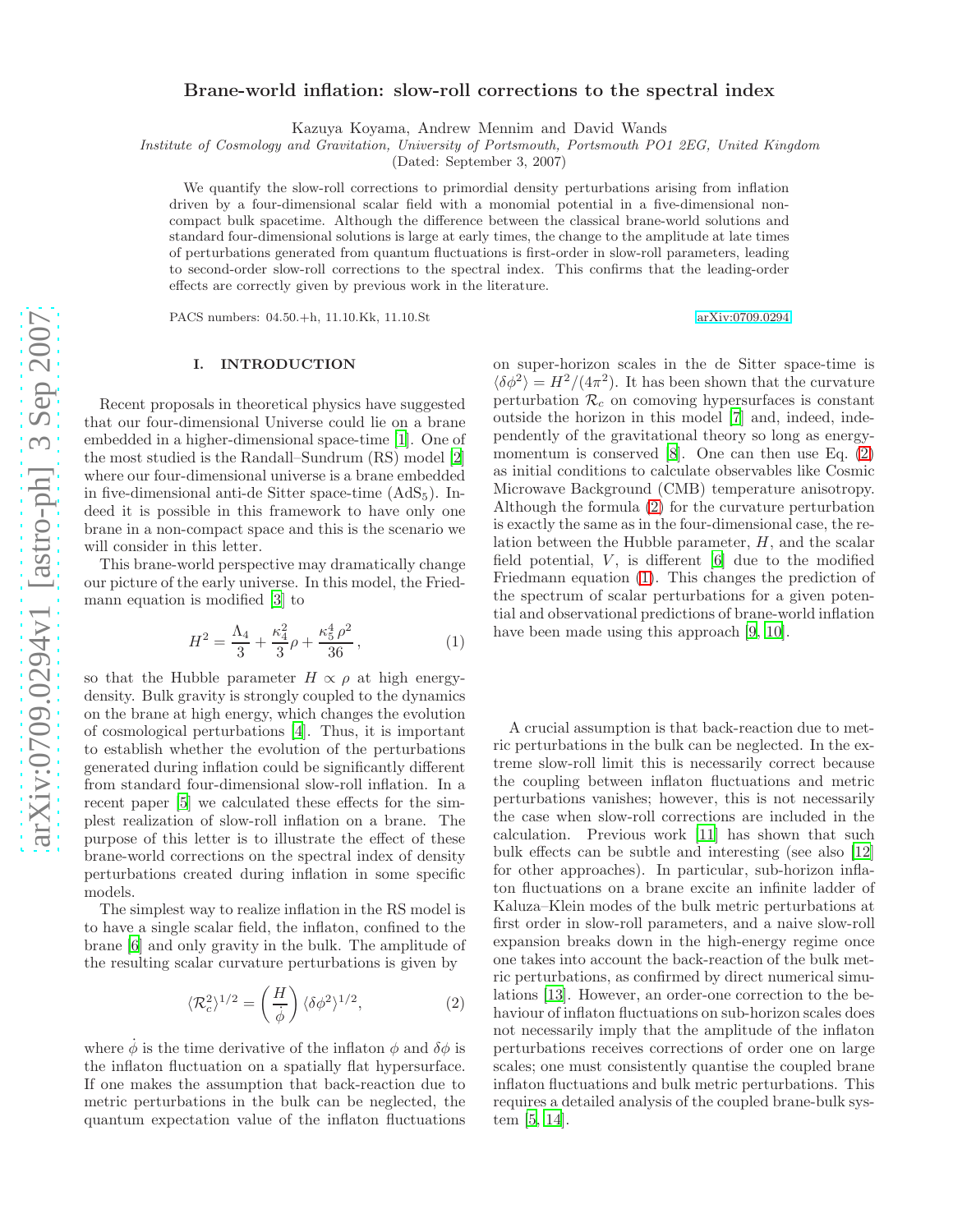# Brane-world inflation: slow-roll corrections to the spectral index

Kazuya Koyama, Andrew Mennim and David Wands

*Institute of Cosmology and Gravitation, University of Portsmouth, Portsmouth PO1 2EG, United Kingdom*

(Dated: September 3, 2007)

We quantify the slow-roll corrections to primordial density perturbations arising from inflation driven by a four-dimensional scalar field with a monomial potential in a five-dimensional non-compact bulk spacetime. Although the difference between the classical brane-world solutions and standard four-dimensional solutions is large at early times, the change to the amplitude at late times of perturbations generated from quantum fluctuations is first-order in slow-roll parameters, leading to second-order slow-roll corrections to the spectral index. This confirms that the leading-order effects are correctly given by previous work in the literature.

PACS numbers: 04.50.+h, 11.10.Kk, 11.10.St

arXiv:0709.0294

## I. INTRODUCTION

Recent proposals in theoretical physics have suggested that our four-dimensional Universe could lie on a brane embedded in a higher-dimensional space-time [1]. One of the most studied is the Randall–Sundrum (RS) model [2] where our four-dimensional universe is a brane embedded in five-dimensional anti-de Sitter space-time (AdS$_5$). Indeed it is possible in this framework to have only one brane in a non-compact space and this is the scenario we will consider in this letter.

This brane-world perspective may dramatically change our picture of the early universe. In this model, the Friedmann equation is modified [3] to

$$H^2 = \frac{\Lambda_4}{3} + \frac{\kappa_4^2}{3}\rho + \frac{\kappa_5^4\rho^2}{36}, \tag{1}$$

so that the Hubble parameter $H \propto \rho$ at high energy-density. Bulk gravity is strongly coupled to the dynamics on the brane at high energy, which changes the evolution of cosmological perturbations [4]. Thus, it is important to establish whether the evolution of the perturbations generated during inflation could be significantly different from standard four-dimensional slow-roll inflation. In a recent paper [5] we calculated these effects for the simplest realization of slow-roll inflation on a brane. The purpose of this letter is to illustrate the effect of these brane-world corrections on the spectral index of density perturbations created during inflation in some specific models.

The simplest way to realize inflation in the RS model is to have a single scalar field, the inflaton, confined to the brane [6] and only gravity in the bulk. The amplitude of the resulting scalar curvature perturbations is given by

$$\langle \mathcal{R}_c^2 \rangle^{1/2} = \left(\frac{H}{\dot{\phi}}\right) \langle \delta\phi^2 \rangle^{1/2}, \tag{2}$$

where $\dot{\phi}$ is the time derivative of the inflaton $\phi$ and $\delta\phi$ is the inflaton fluctuation on a spatially flat hypersurface. If one makes the assumption that back-reaction due to metric perturbations in the bulk can be neglected, the quantum expectation value of the inflaton fluctuations on super-horizon scales in the de Sitter space-time is $\langle \delta\phi^2 \rangle = H^2/(4\pi^2)$. It has been shown that the curvature perturbation $\mathcal{R}_c$ on comoving hypersurfaces is constant outside the horizon in this model [7] and, indeed, independently of the gravitational theory so long as energy-momentum is conserved [8]. One can then use Eq. (2) as initial conditions to calculate observables like Cosmic Microwave Background (CMB) temperature anisotropy. Although the formula (2) for the curvature perturbation is exactly the same as in the four-dimensional case, the relation between the Hubble parameter, $H$, and the scalar field potential, $V$, is different [6] due to the modified Friedmann equation (1). This changes the prediction of the spectrum of scalar perturbations for a given potential and observational predictions of brane-world inflation have been made using this approach [9, 10].

A crucial assumption is that back-reaction due to metric perturbations in the bulk can be neglected. In the extreme slow-roll limit this is necessarily correct because the coupling between inflaton fluctuations and metric perturbations vanishes; however, this is not necessarily the case when slow-roll corrections are included in the calculation. Previous work [11] has shown that such bulk effects can be subtle and interesting (see also [12] for other approaches). In particular, sub-horizon inflaton fluctuations on a brane excite an infinite ladder of Kaluza–Klein modes of the bulk metric perturbations at first order in slow-roll parameters, and a naive slow-roll expansion breaks down in the high-energy regime once one takes into account the back-reaction of the bulk metric perturbations, as confirmed by direct numerical simulations [13]. However, an order-one correction to the behaviour of inflaton fluctuations on sub-horizon scales does not necessarily imply that the amplitude of the inflaton perturbations receives corrections of order one on large scales; one must consistently quantise the coupled brane inflaton fluctuations and bulk metric perturbations. This requires a detailed analysis of the coupled brane-bulk system [5, 14].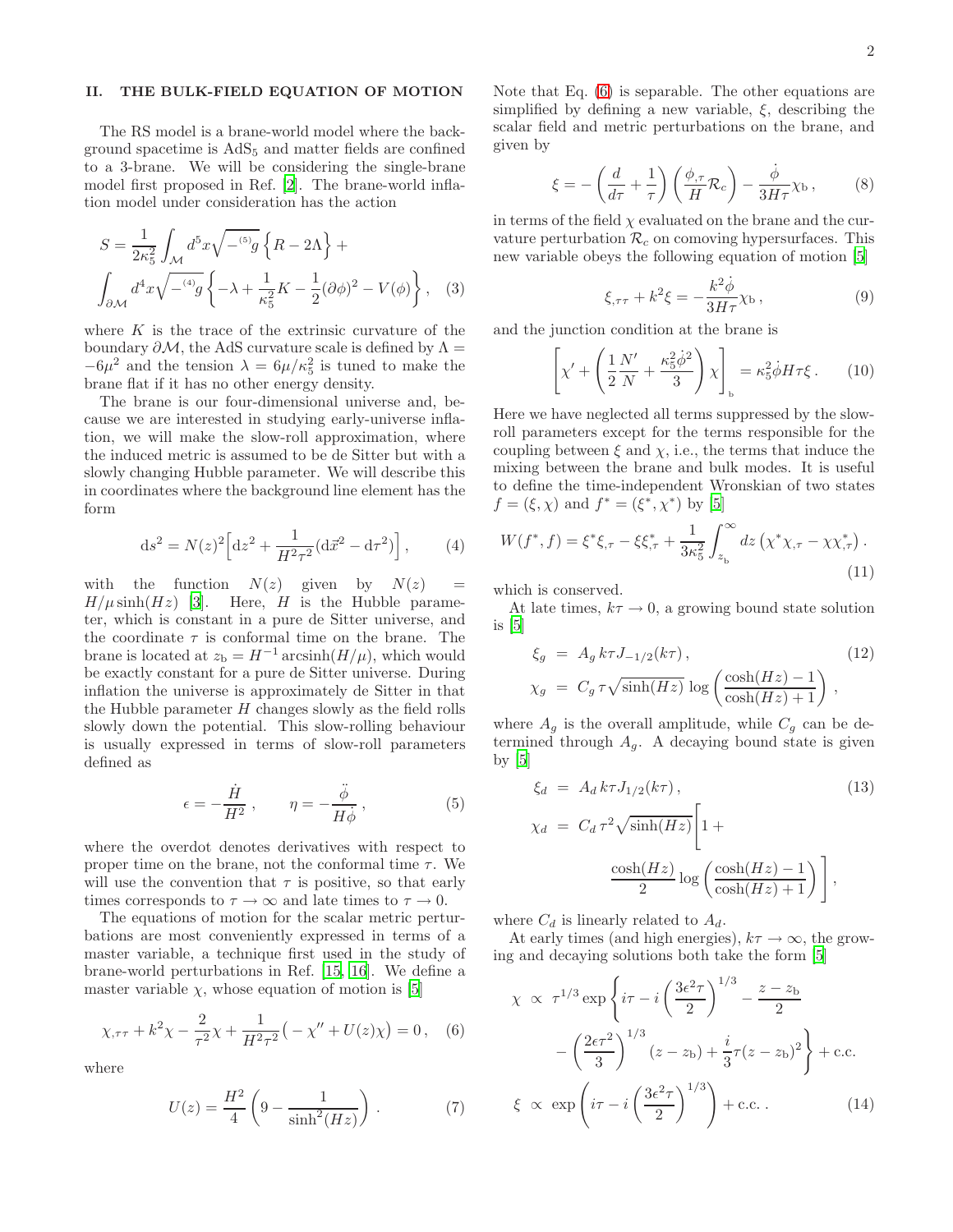## II. THE BULK-FIELD EQUATION OF MOTION

The RS model is a brane-world model where the background spacetime is $\mathrm{AdS}_5$ and matter fields are confined to a 3-brane. We will be considering the single-brane model first proposed in Ref. [2]. The brane-world inflation model under consideration has the action

$$S = \frac{1}{2\kappa_5^2}\int_{\mathcal{M}} d^5x\sqrt{-{}^{(5)}g}\left\{R - 2\Lambda\right\} + \int_{\partial\mathcal{M}} d^4x\sqrt{-{}^{(4)}g}\left\{-\lambda + \frac{1}{\kappa_5^2}K - \frac{1}{2}(\partial\phi)^2 - V(\phi)\right\}, \quad (3)$$

where $K$ is the trace of the extrinsic curvature of the boundary $\partial\mathcal{M}$, the AdS curvature scale is defined by $\Lambda = -6\mu^2$ and the tension $\lambda = 6\mu/\kappa_5^2$ is tuned to make the brane flat if it has no other energy density.

The brane is our four-dimensional universe and, because we are interested in studying early-universe inflation, we will make the slow-roll approximation, where the induced metric is assumed to be de Sitter but with a slowly changing Hubble parameter. We will describe this in coordinates where the background line element has the form

$$\mathrm{d}s^2 = N(z)^2\Big[\mathrm{d}z^2 + \frac{1}{H^2\tau^2}(\mathrm{d}\vec{x}^2 - \mathrm{d}\tau^2)\Big], \quad (4)$$

with the function $N(z)$ given by $N(z) = H/\mu\sinh(Hz)$ [3]. Here, $H$ is the Hubble parameter, which is constant in a pure de Sitter universe, and the coordinate $\tau$ is conformal time on the brane. The brane is located at $z_{\mathrm{b}} = H^{-1}\,\mathrm{arcsinh}(H/\mu)$, which would be exactly constant for a pure de Sitter universe. During inflation the universe is approximately de Sitter in that the Hubble parameter $H$ changes slowly as the field rolls slowly down the potential. This slow-rolling behaviour is usually expressed in terms of slow-roll parameters defined as

$$\epsilon = -\frac{\dot{H}}{H^2}\,, \qquad \eta = -\frac{\ddot{\phi}}{H\dot{\phi}}\,, \quad (5)$$

where the overdot denotes derivatives with respect to proper time on the brane, not the conformal time $\tau$. We will use the convention that $\tau$ is positive, so that early times corresponds to $\tau\to\infty$ and late times to $\tau\to 0$.

The equations of motion for the scalar metric perturbations are most conveniently expressed in terms of a master variable, a technique first used in the study of brane-world perturbations in Ref. [15, 16]. We define a master variable $\chi$, whose equation of motion is [5]

$$\chi_{,\tau\tau} + k^2\chi - \frac{2}{\tau^2}\chi + \frac{1}{H^2\tau^2}\big(-\chi'' + U(z)\chi\big) = 0\,, \quad (6)$$

where

$$U(z) = \frac{H^2}{4}\left(9 - \frac{1}{\sinh^2(Hz)}\right). \quad (7)$$

Note that Eq. (6) is separable. The other equations are simplified by defining a new variable, $\xi$, describing the scalar field and metric perturbations on the brane, and given by

$$\xi = -\left(\frac{d}{d\tau} + \frac{1}{\tau}\right)\left(\frac{\phi_{,\tau}}{H}\mathcal{R}_c\right) - \frac{\dot{\phi}}{3H\tau}\chi_{\mathrm{b}}\,, \quad (8)$$

in terms of the field $\chi$ evaluated on the brane and the curvature perturbation $\mathcal{R}_c$ on comoving hypersurfaces. This new variable obeys the following equation of motion [5]

$$\xi_{,\tau\tau} + k^2\xi = -\frac{k^2\dot{\phi}}{3H\tau}\chi_{\mathrm{b}}\,, \quad (9)$$

and the junction condition at the brane is

$$\left[\chi' + \left(\frac{1}{2}\frac{N'}{N} + \frac{\kappa_5^2\dot{\phi}^2}{3}\right)\chi\right]_{\mathrm{b}} = \kappa_5^2\dot{\phi}H\tau\xi\,. \quad (10)$$

Here we have neglected all terms suppressed by the slow-roll parameters except for the terms responsible for the coupling between $\xi$ and $\chi$, i.e., the terms that induce the mixing between the brane and bulk modes. It is useful to define the time-independent Wronskian of two states $f = (\xi,\chi)$ and $f^* = (\xi^*,\chi^*)$ by [5]

$$W(f^*,f) = \xi^*\xi_{,\tau} - \xi\xi^*_{,\tau} + \frac{1}{3\kappa_5^2}\int_{z_{\mathrm{b}}}^{\infty} dz\left(\chi^*\chi_{,\tau} - \chi\chi^*_{,\tau}\right). \quad (11)$$

which is conserved.

At late times, $k\tau\to 0$, a growing bound state solution is [5]

$$\begin{aligned}
\xi_g &= A_g\,k\tau J_{-1/2}(k\tau)\,, \\
\chi_g &= C_g\,\tau\sqrt{\sinh(Hz)}\,\log\left(\frac{\cosh(Hz)-1}{\cosh(Hz)+1}\right),
\end{aligned} \quad (12)$$

where $A_g$ is the overall amplitude, while $C_g$ can be determined through $A_g$. A decaying bound state is given by [5]

$$\begin{aligned}
\xi_d &= A_d\,k\tau J_{1/2}(k\tau)\,, \\
\chi_d &= C_d\,\tau^2\sqrt{\sinh(Hz)}\left[1 + \frac{\cosh(Hz)}{2}\log\left(\frac{\cosh(Hz)-1}{\cosh(Hz)+1}\right)\right],
\end{aligned} \quad (13)$$

where $C_d$ is linearly related to $A_d$.

At early times (and high energies), $k\tau\to\infty$, the growing and decaying solutions both take the form [5]

$$\begin{aligned}
\chi &\propto \tau^{1/3}\exp\left\{i\tau - i\left(\frac{3\epsilon^2\tau}{2}\right)^{1/3} - \frac{z-z_{\mathrm{b}}}{2} - \left(\frac{2\epsilon\tau^2}{3}\right)^{1/3}(z-z_{\mathrm{b}}) + \frac{i}{3}\tau(z-z_{\mathrm{b}})^2\right\} + \mathrm{c.c.} \\
\xi &\propto \exp\left(i\tau - i\left(\frac{3\epsilon^2\tau}{2}\right)^{1/3}\right) + \mathrm{c.c.}\,.
\end{aligned} \quad (14)$$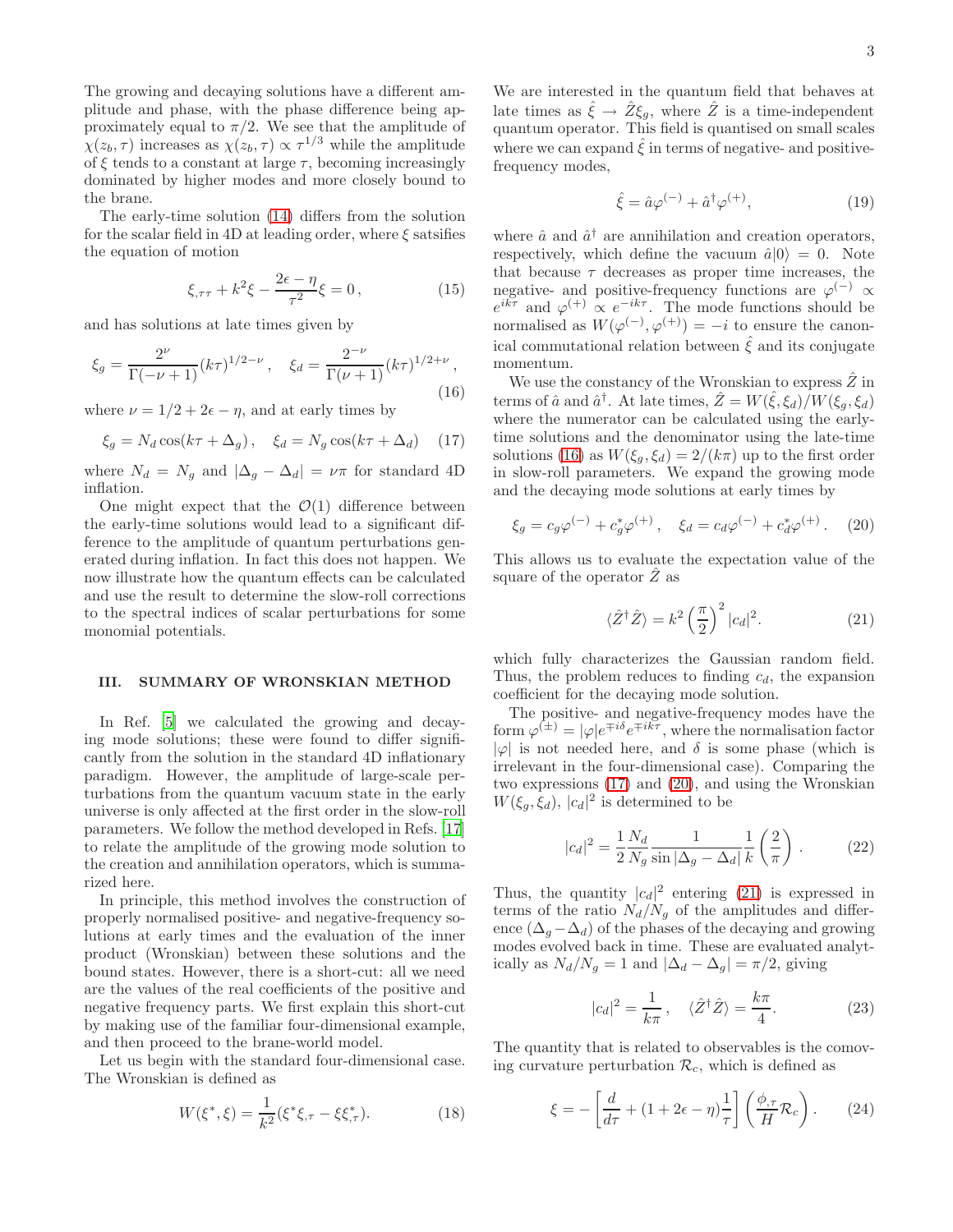The growing and decaying solutions have a different amplitude and phase, with the phase difference being approximately equal to $\pi/2$. We see that the amplitude of $\chi(z_b, \tau)$ increases as $\chi(z_b, \tau) \propto \tau^{1/3}$ while the amplitude of $\xi$ tends to a constant at large $\tau$, becoming increasingly dominated by higher modes and more closely bound to the brane.

The early-time solution (14) differs from the solution for the scalar field in 4D at leading order, where $\xi$ satsifies the equation of motion

$$\xi_{,\tau\tau} + k^2\xi - \frac{2\epsilon - \eta}{\tau^2}\xi = 0\,, \tag{15}$$

and has solutions at late times given by

$$\xi_g = \frac{2^\nu}{\Gamma(-\nu+1)}(k\tau)^{1/2-\nu}\,, \quad \xi_d = \frac{2^{-\nu}}{\Gamma(\nu+1)}(k\tau)^{1/2+\nu}\,, \tag{16}$$

where $\nu = 1/2 + 2\epsilon - \eta$, and at early times by

$$\xi_g = N_d \cos(k\tau + \Delta_g)\,, \quad \xi_d = N_g \cos(k\tau + \Delta_d) \tag{17}$$

where $N_d = N_g$ and $|\Delta_g - \Delta_d| = \nu\pi$ for standard 4D inflation.

One might expect that the $\mathcal{O}(1)$ difference between the early-time solutions would lead to a significant difference to the amplitude of quantum perturbations generated during inflation. In fact this does not happen. We now illustrate how the quantum effects can be calculated and use the result to determine the slow-roll corrections to the spectral indices of scalar perturbations for some monomial potentials.

## III. SUMMARY OF WRONSKIAN METHOD

In Ref. [5] we calculated the growing and decaying mode solutions; these were found to differ significantly from the solution in the standard 4D inflationary paradigm. However, the amplitude of large-scale perturbations from the quantum vacuum state in the early universe is only affected at the first order in the slow-roll parameters. We follow the method developed in Refs. [17] to relate the amplitude of the growing mode solution to the creation and annihilation operators, which is summarized here.

In principle, this method involves the construction of properly normalised positive- and negative-frequency solutions at early times and the evaluation of the inner product (Wronskian) between these solutions and the bound states. However, there is a short-cut: all we need are the values of the real coefficients of the positive and negative frequency parts. We first explain this short-cut by making use of the familiar four-dimensional example, and then proceed to the brane-world model.

Let us begin with the standard four-dimensional case. The Wronskian is defined as

$$W(\xi^*, \xi) = \frac{1}{k^2}(\xi^*\xi_{,\tau} - \xi\xi^*_{,\tau}). \tag{18}$$

We are interested in the quantum field that behaves at late times as $\hat{\xi} \to \hat{Z}\xi_g$, where $\hat{Z}$ is a time-independent quantum operator. This field is quantised on small scales where we can expand $\hat{\xi}$ in terms of negative- and positive-frequency modes,

$$\hat{\xi} = \hat{a}\varphi^{(-)} + \hat{a}^\dagger\varphi^{(+)}, \tag{19}$$

where $\hat{a}$ and $\hat{a}^\dagger$ are annihilation and creation operators, respectively, which define the vacuum $\hat{a}|0\rangle = 0$. Note that because $\tau$ decreases as proper time increases, the negative- and positive-frequency functions are $\varphi^{(-)} \propto e^{ik\tau}$ and $\varphi^{(+)} \propto e^{-ik\tau}$. The mode functions should be normalised as $W(\varphi^{(-)}, \varphi^{(+)}) = -i$ to ensure the canonical commutational relation between $\hat{\xi}$ and its conjugate momentum.

We use the constancy of the Wronskian to express $\hat{Z}$ in terms of $\hat{a}$ and $\hat{a}^\dagger$. At late times, $\hat{Z} = W(\hat{\xi}, \xi_d)/W(\xi_g, \xi_d)$ where the numerator can be calculated using the early-time solutions and the denominator using the late-time solutions (16) as $W(\xi_g, \xi_d) = 2/(k\pi)$ up to the first order in slow-roll parameters. We expand the growing mode and the decaying mode solutions at early times by

$$\xi_g = c_g\varphi^{(-)} + c_g^*\varphi^{(+)}\,, \quad \xi_d = c_d\varphi^{(-)} + c_d^*\varphi^{(+)}\,. \tag{20}$$

This allows us to evaluate the expectation value of the square of the operator $\hat{Z}$ as

$$\langle \hat{Z}^\dagger \hat{Z} \rangle = k^2 \left(\frac{\pi}{2}\right)^2 |c_d|^2. \tag{21}$$

which fully characterizes the Gaussian random field. Thus, the problem reduces to finding $c_d$, the expansion coefficient for the decaying mode solution.

The positive- and negative-frequency modes have the form $\varphi^{(\pm)} = |\varphi| e^{\mp i\delta} e^{\mp ik\tau}$, where the normalisation factor $|\varphi|$ is not needed here, and $\delta$ is some phase (which is irrelevant in the four-dimensional case). Comparing the two expressions (17) and (20), and using the Wronskian $W(\xi_g, \xi_d)$, $|c_d|^2$ is determined to be

$$|c_d|^2 = \frac{1}{2}\frac{N_d}{N_g}\frac{1}{\sin|\Delta_g - \Delta_d|}\frac{1}{k}\left(\frac{2}{\pi}\right). \tag{22}$$

Thus, the quantity $|c_d|^2$ entering (21) is expressed in terms of the ratio $N_d/N_g$ of the amplitudes and difference $(\Delta_g - \Delta_d)$ of the phases of the decaying and growing modes evolved back in time. These are evaluated analytically as $N_d/N_g = 1$ and $|\Delta_d - \Delta_g| = \pi/2$, giving

$$|c_d|^2 = \frac{1}{k\pi}\,, \quad \langle \hat{Z}^\dagger \hat{Z} \rangle = \frac{k\pi}{4}. \tag{23}$$

The quantity that is related to observables is the comoving curvature perturbation $\mathcal{R}_c$, which is defined as

$$\xi = -\left[\frac{d}{d\tau} + (1 + 2\epsilon - \eta)\frac{1}{\tau}\right]\left(\frac{\phi_{,\tau}}{H}\mathcal{R}_c\right). \tag{24}$$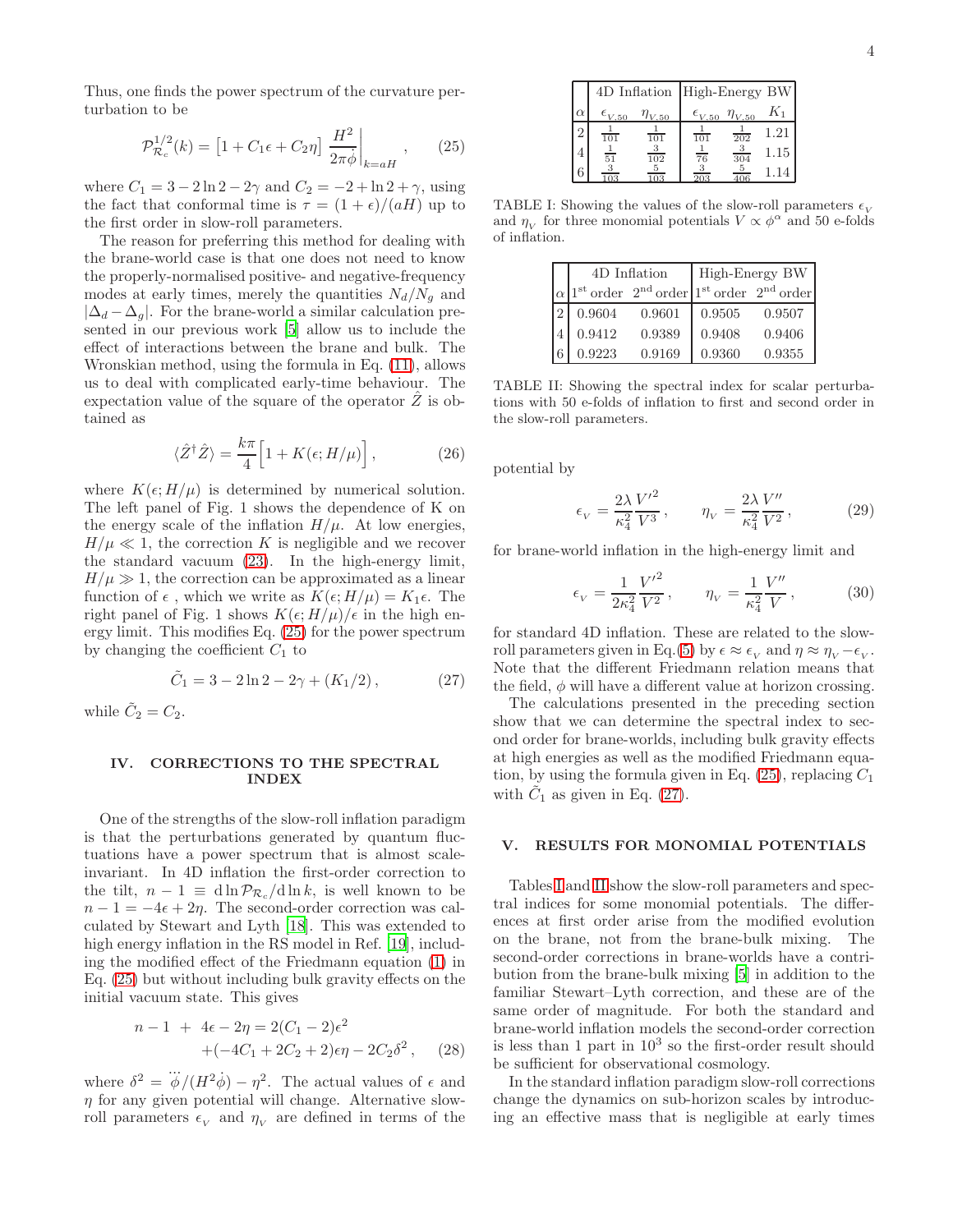Thus, one finds the power spectrum of the curvature perturbation to be

$$\mathcal{P}_{\mathcal{R}_c}^{1/2}(k) = \left[1 + C_1\epsilon + C_2\eta\right] \left.\frac{H^2}{2\pi\dot{\phi}}\right|_{k=aH}, \qquad (25)$$

where $C_1 = 3 - 2\ln 2 - 2\gamma$ and $C_2 = -2 + \ln 2 + \gamma$, using the fact that conformal time is $\tau = (1+\epsilon)/(aH)$ up to the first order in slow-roll parameters.

The reason for preferring this method for dealing with the brane-world case is that one does not need to know the properly-normalised positive- and negative-frequency modes at early times, merely the quantities $N_d/N_g$ and $|\Delta_d - \Delta_g|$. For the brane-world a similar calculation presented in our previous work [5] allow us to include the effect of interactions between the brane and bulk. The Wronskian method, using the formula in Eq. (11), allows us to deal with complicated early-time behaviour. The expectation value of the square of the operator $\hat{Z}$ is obtained as

$$\langle \hat{Z}^\dagger \hat{Z}\rangle = \frac{k\pi}{4}\Big[1 + K(\epsilon; H/\mu)\Big], \qquad (26)$$

where $K(\epsilon; H/\mu)$ is determined by numerical solution. The left panel of Fig. 1 shows the dependence of K on the energy scale of the inflation $H/\mu$. At low energies, $H/\mu \ll 1$, the correction $K$ is negligible and we recover the standard vacuum (23). In the high-energy limit, $H/\mu \gg 1$, the correction can be approximated as a linear function of $\epsilon$ , which we write as $K(\epsilon; H/\mu) = K_1\epsilon$. The right panel of Fig. 1 shows $K(\epsilon; H/\mu)/\epsilon$ in the high energy limit. This modifies Eq. (25) for the power spectrum by changing the coefficient $C_1$ to

$$\tilde{C}_1 = 3 - 2\ln 2 - 2\gamma + (K_1/2), \qquad (27)$$

while $\tilde{C}_2 = C_2$.

## IV. CORRECTIONS TO THE SPECTRAL INDEX

One of the strengths of the slow-roll inflation paradigm is that the perturbations generated by quantum fluctuations have a power spectrum that is almost scale-invariant. In 4D inflation the first-order correction to the tilt, $n - 1 \equiv \mathrm{d}\ln\mathcal{P}_{\mathcal{R}_c}/\mathrm{d}\ln k$, is well known to be $n - 1 = -4\epsilon + 2\eta$. The second-order correction was calculated by Stewart and Lyth [18]. This was extended to high energy inflation in the RS model in Ref. [19], including the modified effect of the Friedmann equation (1) in Eq. (25) but without including bulk gravity effects on the initial vacuum state. This gives

$$\begin{aligned} n - 1 \; + \; 4\epsilon - 2\eta &= 2(C_1 - 2)\epsilon^2 \\ &+ (-4C_1 + 2C_2 + 2)\epsilon\eta - 2C_2\delta^2, \end{aligned} \qquad (28)$$

where $\delta^2 = \dddot{\phi}/(H^2\dot{\phi}) - \eta^2$. The actual values of $\epsilon$ and $\eta$ for any given potential will change. Alternative slow-roll parameters $\epsilon_V$ and $\eta_V$ are defined in terms of the potential by

$$\epsilon_V = \frac{2\lambda}{\kappa_4^2}\frac{V'^2}{V^3}, \qquad \eta_V = \frac{2\lambda}{\kappa_4^2}\frac{V''}{V^2}, \qquad (29)$$

for brane-world inflation in the high-energy limit and

$$\epsilon_V = \frac{1}{2\kappa_4^2}\frac{V'^2}{V^2}, \qquad \eta_V = \frac{1}{\kappa_4^2}\frac{V''}{V}, \qquad (30)$$

for standard 4D inflation. These are related to the slow-roll parameters given in Eq.(5) by $\epsilon \approx \epsilon_V$ and $\eta \approx \eta_V - \epsilon_V$. Note that the different Friedmann relation means that the field, $\phi$ will have a different value at horizon crossing.

The calculations presented in the preceding section show that we can determine the spectral index to second order for brane-worlds, including bulk gravity effects at high energies as well as the modified Friedmann equation, by using the formula given in Eq. (25), replacing $C_1$ with $\tilde{C}_1$ as given in Eq. (27).

| | 4D Inflation | | High-Energy BW | | |
|---|---|---|---|---|---|
| $\alpha$ | $\epsilon_{V,50}$ | $\eta_{V,50}$ | $\epsilon_{V,50}$ | $\eta_{V,50}$ | $K_1$ |
| 2 | $\frac{1}{101}$ | $\frac{1}{101}$ | $\frac{1}{101}$ | $\frac{1}{202}$ | 1.21 |
| 4 | $\frac{1}{51}$ | $\frac{3}{102}$ | $\frac{1}{76}$ | $\frac{3}{304}$ | 1.15 |
| 6 | $\frac{3}{103}$ | $\frac{5}{103}$ | $\frac{3}{203}$ | $\frac{5}{406}$ | 1.14 |

TABLE I: Showing the values of the slow-roll parameters $\epsilon_V$ and $\eta_V$ for three monomial potentials $V \propto \phi^\alpha$ and 50 e-folds of inflation.

| | 4D Inflation | | High-Energy BW | |
|---|---|---|---|---|
| $\alpha$ | 1st order | 2nd order | 1st order | 2nd order |
| 2 | 0.9604 | 0.9601 | 0.9505 | 0.9507 |
| 4 | 0.9412 | 0.9389 | 0.9408 | 0.9406 |
| 6 | 0.9223 | 0.9169 | 0.9360 | 0.9355 |

TABLE II: Showing the spectral index for scalar perturbations with 50 e-folds of inflation to first and second order in the slow-roll parameters.

## V. RESULTS FOR MONOMIAL POTENTIALS

Tables I and II show the slow-roll parameters and spectral indices for some monomial potentials. The differences at first order arise from the modified evolution on the brane, not from the brane-bulk mixing. The second-order corrections in brane-worlds have a contribution from the brane-bulk mixing [5] in addition to the familiar Stewart–Lyth correction, and these are of the same order of magnitude. For both the standard and brane-world inflation models the second-order correction is less than 1 part in $10^3$ so the first-order result should be sufficient for observational cosmology.

In the standard inflation paradigm slow-roll corrections change the dynamics on sub-horizon scales by introducing an effective mass that is negligible at early times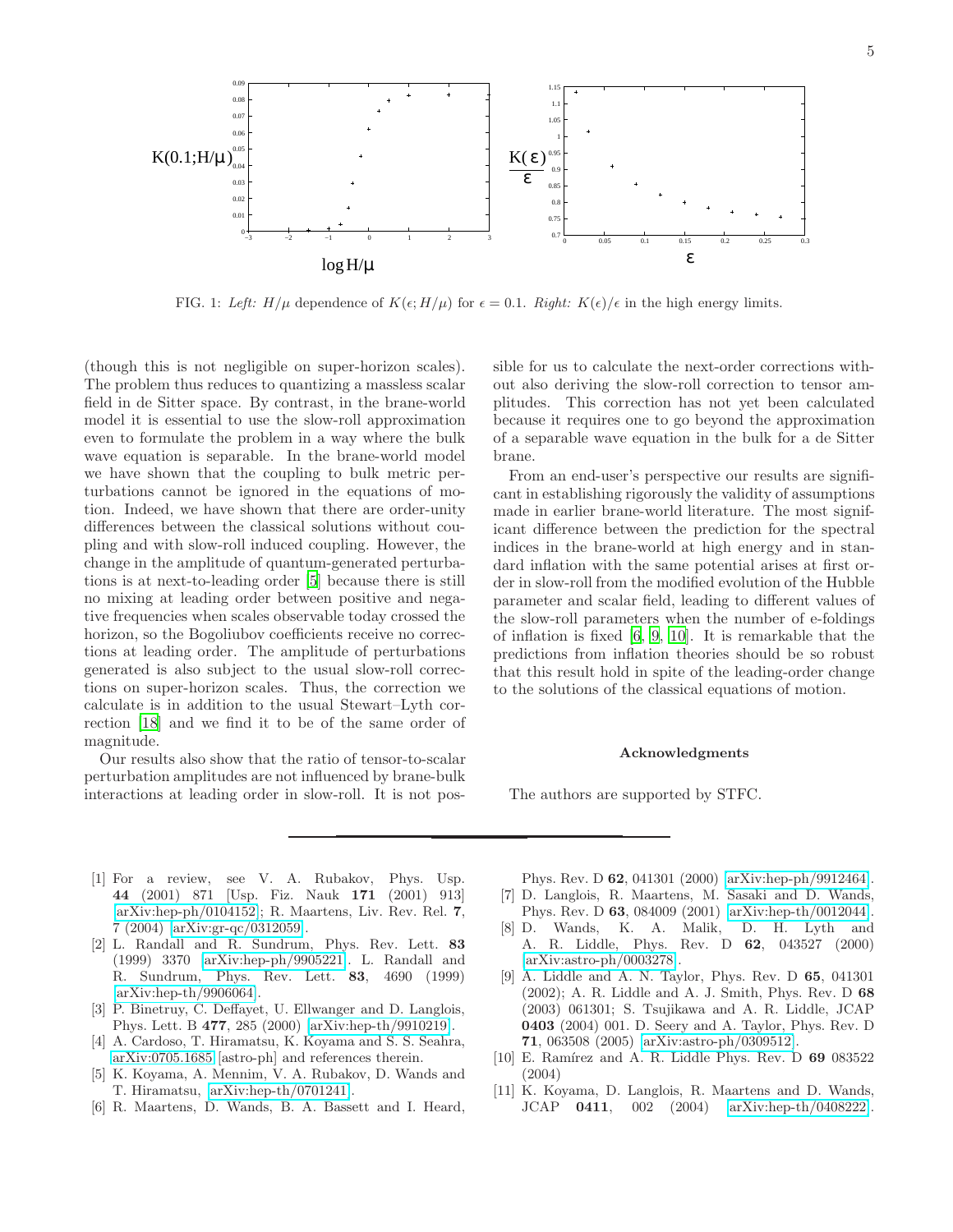K(0.1;H/μ)

0.09
0.08
0.07
0.06
0.05
0.04
0.03
0.02
0.01
0

-3 -2 -1 0 1 2 3

log H/μ

$\frac{K(\epsilon)}{\epsilon}$

1.15
1.1
1.05
1
0.95
0.9
0.85
0.8
0.75
0.7

0 0.05 0.1 0.15 0.2 0.25 0.3

ε

FIG. 1: *Left:* $H/\mu$ dependence of $K(\epsilon; H/\mu)$ for $\epsilon = 0.1$. *Right:* $K(\epsilon)/\epsilon$ in the high energy limits.

(though this is not negligible on super-horizon scales). The problem thus reduces to quantizing a massless scalar field in de Sitter space. By contrast, in the brane-world model it is essential to use the slow-roll approximation even to formulate the problem in a way where the bulk wave equation is separable. In the brane-world model we have shown that the coupling to bulk metric perturbations cannot be ignored in the equations of motion. Indeed, we have shown that there are order-unity differences between the classical solutions without coupling and with slow-roll induced coupling. However, the change in the amplitude of quantum-generated perturbations is at next-to-leading order [5] because there is still no mixing at leading order between positive and negative frequencies when scales observable today crossed the horizon, so the Bogoliubov coefficients receive no corrections at leading order. The amplitude of perturbations generated is also subject to the usual slow-roll corrections on super-horizon scales. Thus, the correction we calculate is in addition to the usual Stewart–Lyth correction [18] and we find it to be of the same order of magnitude.

Our results also show that the ratio of tensor-to-scalar perturbation amplitudes are not influenced by brane-bulk interactions at leading order in slow-roll. It is not possible for us to calculate the next-order corrections without also deriving the slow-roll correction to tensor amplitudes. This correction has not yet been calculated because it requires one to go beyond the approximation of a separable wave equation in the bulk for a de Sitter brane.

From an end-user's perspective our results are significant in establishing rigorously the validity of assumptions made in earlier brane-world literature. The most significant difference between the prediction for the spectral indices in the brane-world at high energy and in standard inflation with the same potential arises at first order in slow-roll from the modified evolution of the Hubble parameter and scalar field, leading to different values of the slow-roll parameters when the number of e-foldings of inflation is fixed [6, 9, 10]. It is remarkable that the predictions from inflation theories should be so robust that this result hold in spite of the leading-order change to the solutions of the classical equations of motion.

### Acknowledgments

The authors are supported by STFC.

---

[1] For a review, see V. A. Rubakov, Phys. Usp. **44** (2001) 871 [Usp. Fiz. Nauk **171** (2001) 913] [arXiv:hep-ph/0104152]; R. Maartens, Liv. Rev. Rel. **7**, 7 (2004) [arXiv:gr-qc/0312059].

[2] L. Randall and R. Sundrum, Phys. Rev. Lett. **83** (1999) 3370 [arXiv:hep-ph/9905221]. L. Randall and R. Sundrum, Phys. Rev. Lett. **83**, 4690 (1999) [arXiv:hep-th/9906064].

[3] P. Binetruy, C. Deffayet, U. Ellwanger and D. Langlois, Phys. Lett. B **477**, 285 (2000) [arXiv:hep-th/9910219].

[4] A. Cardoso, T. Hiramatsu, K. Koyama and S. S. Seahra, arXiv:0705.1685 [astro-ph] and references therein.

[5] K. Koyama, A. Mennim, V. A. Rubakov, D. Wands and T. Hiramatsu, [arXiv:hep-th/0701241].

[6] R. Maartens, D. Wands, B. A. Bassett and I. Heard, Phys. Rev. D **62**, 041301 (2000) [arXiv:hep-ph/9912464].

[7] D. Langlois, R. Maartens, M. Sasaki and D. Wands, Phys. Rev. D **63**, 084009 (2001) [arXiv:hep-th/0012044].

[8] D. Wands, K. A. Malik, D. H. Lyth and A. R. Liddle, Phys. Rev. D **62**, 043527 (2000) [arXiv:astro-ph/0003278].

[9] A. Liddle and A. N. Taylor, Phys. Rev. D **65**, 041301 (2002); A. R. Liddle and A. J. Smith, Phys. Rev. D **68** (2003) 061301; S. Tsujikawa and A. R. Liddle, JCAP **0403** (2004) 001. D. Seery and A. Taylor, Phys. Rev. D **71**, 063508 (2005) [arXiv:astro-ph/0309512].

[10] E. Ramírez and A. R. Liddle Phys. Rev. D **69** 083522 (2004)

[11] K. Koyama, D. Langlois, R. Maartens and D. Wands, JCAP **0411**, 002 (2004) [arXiv:hep-th/0408222].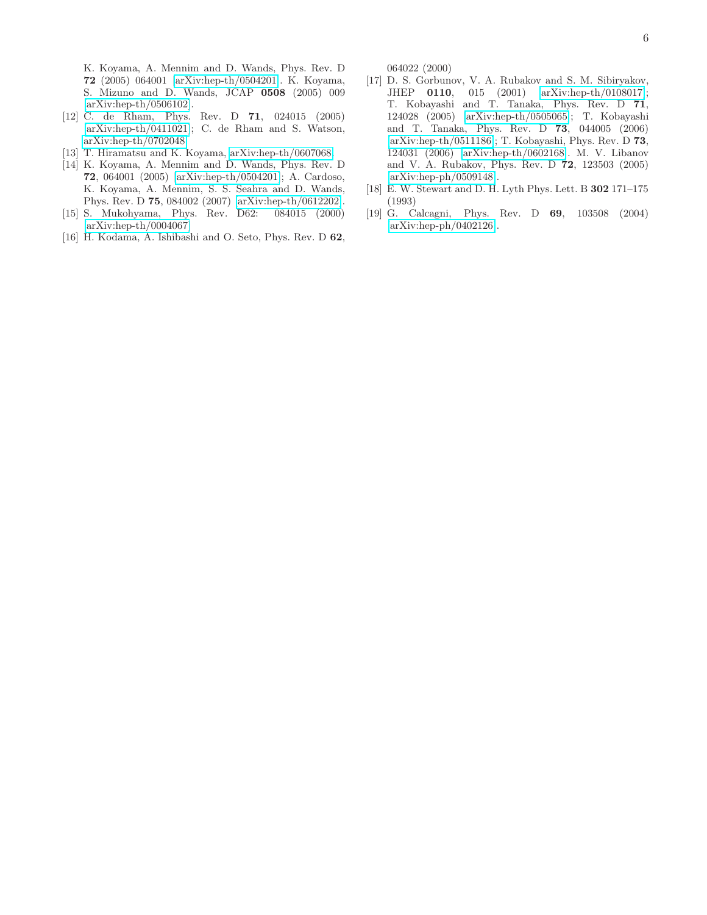K. Koyama, A. Mennim and D. Wands, Phys. Rev. D **72** (2005) 064001 [arXiv:hep-th/0504201]. K. Koyama, S. Mizuno and D. Wands, JCAP **0508** (2005) 009 [arXiv:hep-th/0506102].

[12] C. de Rham, Phys. Rev. D **71**, 024015 (2005) [arXiv:hep-th/0411021]; C. de Rham and S. Watson, arXiv:hep-th/0702048

[13] T. Hiramatsu and K. Koyama, arXiv:hep-th/0607068

[14] K. Koyama, A. Mennim and D. Wands, Phys. Rev. D **72**, 064001 (2005) [arXiv:hep-th/0504201]; A. Cardoso, K. Koyama, A. Mennim, S. S. Seahra and D. Wands, Phys. Rev. D **75**, 084002 (2007) [arXiv:hep-th/0612202].

[15] S. Mukohyama, Phys. Rev. D62: 084015 (2000) arXiv:hep-th/0004067

[16] H. Kodama, A. Ishibashi and O. Seto, Phys. Rev. D **62**, 064022 (2000)

[17] D. S. Gorbunov, V. A. Rubakov and S. M. Sibiryakov, JHEP **0110**, 015 (2001) [arXiv:hep-th/0108017]; T. Kobayashi and T. Tanaka, Phys. Rev. D **71**, 124028 (2005) [arXiv:hep-th/0505065]; T. Kobayashi and T. Tanaka, Phys. Rev. D **73**, 044005 (2006) [arXiv:hep-th/0511186]; T. Kobayashi, Phys. Rev. D **73**, 124031 (2006) [arXiv:hep-th/0602168]. M. V. Libanov and V. A. Rubakov, Phys. Rev. D **72**, 123503 (2005) [arXiv:hep-ph/0509148].

[18] E. W. Stewart and D. H. Lyth Phys. Lett. B **302** 171–175 (1993)

[19] G. Calcagni, Phys. Rev. D **69**, 103508 (2004) [arXiv:hep-ph/0402126].